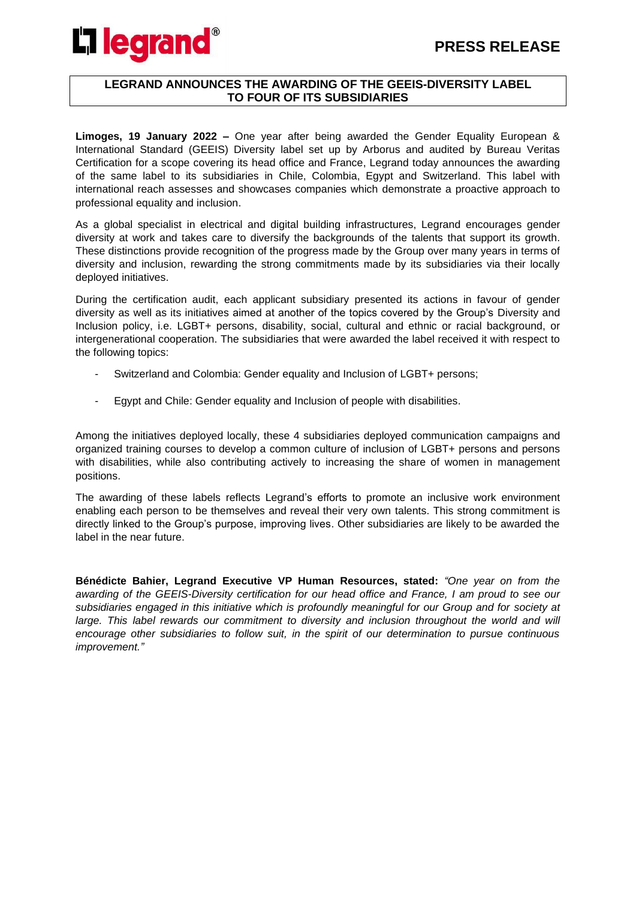**PRESS RELEASE**

# LEGRAND ANNOUNCES THE AWARDING OF THE GEEIS-DIVERSITY LABEL TO FOUR OF ITS SUBSIDIARIES

**Limoges, 19 January 2022 –** One year after being awarded the Gender Equality European & International Standard (GEEIS) Diversity label set up by Arborus and audited by Bureau Veritas Certification for a scope covering its head office and France, Legrand today announces the awarding of the same label to its subsidiaries in Chile, Colombia, Egypt and Switzerland. This label with international reach assesses and showcases companies which demonstrate a proactive approach to professional equality and inclusion.

As a global specialist in electrical and digital building infrastructures, Legrand encourages gender diversity at work and takes care to diversify the backgrounds of the talents that support its growth. These distinctions provide recognition of the progress made by the Group over many years in terms of diversity and inclusion, rewarding the strong commitments made by its subsidiaries via their locally deployed initiatives.

During the certification audit, each applicant subsidiary presented its actions in favour of gender diversity as well as its initiatives aimed at another of the topics covered by the Group's Diversity and Inclusion policy, i.e. LGBT+ persons, disability, social, cultural and ethnic or racial background, or intergenerational cooperation. The subsidiaries that were awarded the label received it with respect to the following topics:

- Switzerland and Colombia: Gender equality and Inclusion of LGBT+ persons;
- Egypt and Chile: Gender equality and Inclusion of people with disabilities.

Among the initiatives deployed locally, these 4 subsidiaries deployed communication campaigns and organized training courses to develop a common culture of inclusion of LGBT+ persons and persons with disabilities, while also contributing actively to increasing the share of women in management positions.

The awarding of these labels reflects Legrand's efforts to promote an inclusive work environment enabling each person to be themselves and reveal their very own talents. This strong commitment is directly linked to the Group's purpose, improving lives. Other subsidiaries are likely to be awarded the label in the near future.

**Bénédicte Bahier, Legrand Executive VP Human Resources, stated:** *"One year on from the awarding of the GEEIS-Diversity certification for our head office and France, I am proud to see our subsidiaries engaged in this initiative which is profoundly meaningful for our Group and for society at large. This label rewards our commitment to diversity and inclusion throughout the world and will encourage other subsidiaries to follow suit, in the spirit of our determination to pursue continuous improvement."*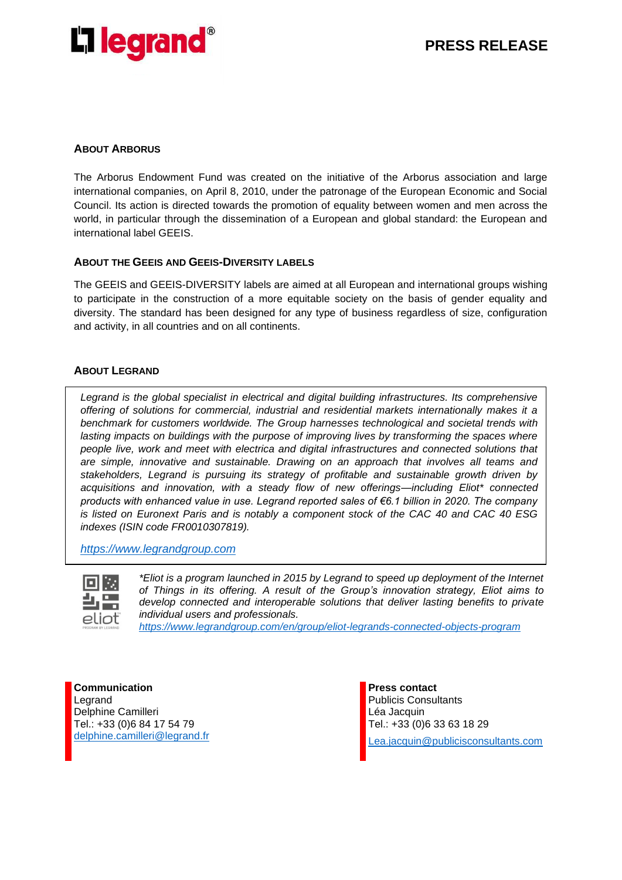### About Arborus

The Arborus Endowment Fund was created on the initiative of the Arborus association and large international companies, on April 8, 2010, under the patronage of the European Economic and Social Council. Its action is directed towards the promotion of equality between women and men across the world, in particular through the dissemination of a European and global standard: the European and international label GEEIS.

### About the GEEIS and GEEIS-Diversity labels

The GEEIS and GEEIS-DIVERSITY labels are aimed at all European and international groups wishing to participate in the construction of a more equitable society on the basis of gender equality and diversity. The standard has been designed for any type of business regardless of size, configuration and activity, in all countries and on all continents.

### About Legrand

*Legrand is the global specialist in electrical and digital building infrastructures. Its comprehensive offering of solutions for commercial, industrial and residential markets internationally makes it a benchmark for customers worldwide. The Group harnesses technological and societal trends with lasting impacts on buildings with the purpose of improving lives by transforming the spaces where people live, work and meet with electrica and digital infrastructures and connected solutions that are simple, innovative and sustainable. Drawing on an approach that involves all teams and stakeholders, Legrand is pursuing its strategy of profitable and sustainable growth driven by acquisitions and innovation, with a steady flow of new offerings—including Eliot* connected products with enhanced value in use. Legrand reported sales of €6.1 billion in 2020. The company is listed on Euronext Paris and is notably a component stock of the CAC 40 and CAC 40 ESG indexes (ISIN code FR0010307819).*

*https://www.legrandgroup.com*

*\*Eliot is a program launched in 2015 by Legrand to speed up deployment of the Internet of Things in its offering. A result of the Group's innovation strategy, Eliot aims to develop connected and interoperable solutions that deliver lasting benefits to private individual users and professionals.*
*https://www.legrandgroup.com/en/group/eliot-legrands-connected-objects-program*

**Communication**
Legrand
Delphine Camilleri
Tel.: +33 (0)6 84 17 54 79
delphine.camilleri@legrand.fr

**Press contact**
Publicis Consultants
Léa Jacquin
Tel.: +33 (0)6 33 63 18 29
Lea.jacquin@publicisconsultants.com